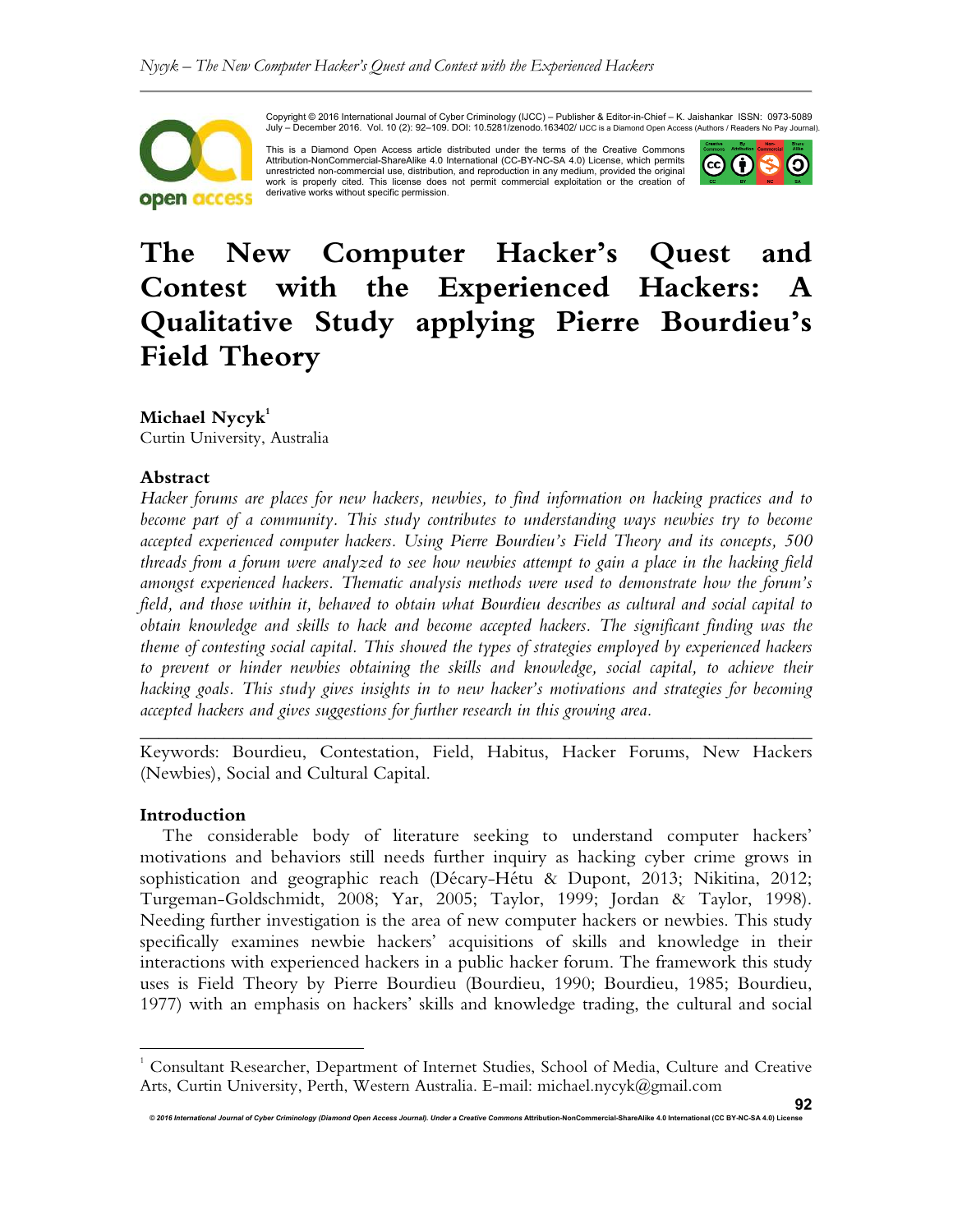Copyright © 2016 International Journal of Cyber Criminology (IJCC) – Publisher & Editor-in-Chief – K. Jaishankar ISSN: 0973-5089 July – December 2016. Vol. 10 (2): 92–109. DOI: 10.5281/zenodo.163402/ IJCC is a Diamond Open Access (Authors / Readers No Pay Journal).

This is a Diamond Open Access article distributed under the terms of the Creative Commons Attribution-NonCommercial-ShareAlike 4.0 International (CC-BY-NC-SA 4.0) License, which permits unrestricted non-commercial use, distribution, and reproduction in any medium, provided the original work is properly cited. This license does not permit commercial exploitation or the creation of derivative works without specific permission.

# The New Computer Hacker's Quest and Contest with the Experienced Hackers: A Qualitative Study applying Pierre Bourdieu's Field Theory

**Michael Nycyk**[1]
Curtin University, Australia

## Abstract

*Hacker forums are places for new hackers, newbies, to find information on hacking practices and to become part of a community. This study contributes to understanding ways newbies try to become accepted experienced computer hackers. Using Pierre Bourdieu's Field Theory and its concepts, 500 threads from a forum were analyzed to see how newbies attempt to gain a place in the hacking field amongst experienced hackers. Thematic analysis methods were used to demonstrate how the forum's field, and those within it, behaved to obtain what Bourdieu describes as cultural and social capital to obtain knowledge and skills to hack and become accepted hackers. The significant finding was the theme of contesting social capital. This showed the types of strategies employed by experienced hackers to prevent or hinder newbies obtaining the skills and knowledge, social capital, to achieve their hacking goals. This study gives insights in to new hacker's motivations and strategies for becoming accepted hackers and gives suggestions for further research in this growing area.*

---

Keywords: Bourdieu, Contestation, Field, Habitus, Hacker Forums, New Hackers (Newbies), Social and Cultural Capital.

## Introduction

The considerable body of literature seeking to understand computer hackers' motivations and behaviors still needs further inquiry as hacking cyber crime grows in sophistication and geographic reach (Décary-Hétu & Dupont, 2013; Nikitina, 2012; Turgeman-Goldschmidt, 2008; Yar, 2005; Taylor, 1999; Jordan & Taylor, 1998). Needing further investigation is the area of new computer hackers or newbies. This study specifically examines newbie hackers' acquisitions of skills and knowledge in their interactions with experienced hackers in a public hacker forum. The framework this study uses is Field Theory by Pierre Bourdieu (Bourdieu, 1990; Bourdieu, 1985; Bourdieu, 1977) with an emphasis on hackers' skills and knowledge trading, the cultural and social

---

[1] Consultant Researcher, Department of Internet Studies, School of Media, Culture and Creative Arts, Curtin University, Perth, Western Australia. E-mail: michael.nycyk@gmail.com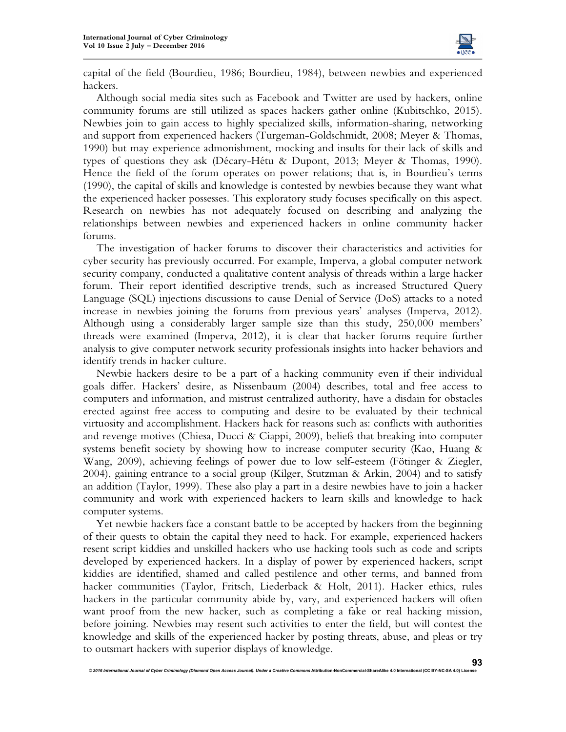capital of the field (Bourdieu, 1986; Bourdieu, 1984), between newbies and experienced hackers.

Although social media sites such as Facebook and Twitter are used by hackers, online community forums are still utilized as spaces hackers gather online (Kubitschko, 2015). Newbies join to gain access to highly specialized skills, information-sharing, networking and support from experienced hackers (Turgeman-Goldschmidt, 2008; Meyer & Thomas, 1990) but may experience admonishment, mocking and insults for their lack of skills and types of questions they ask (Décary-Hétu & Dupont, 2013; Meyer & Thomas, 1990). Hence the field of the forum operates on power relations; that is, in Bourdieu's terms (1990), the capital of skills and knowledge is contested by newbies because they want what the experienced hacker possesses. This exploratory study focuses specifically on this aspect. Research on newbies has not adequately focused on describing and analyzing the relationships between newbies and experienced hackers in online community hacker forums.

The investigation of hacker forums to discover their characteristics and activities for cyber security has previously occurred. For example, Imperva, a global computer network security company, conducted a qualitative content analysis of threads within a large hacker forum. Their report identified descriptive trends, such as increased Structured Query Language (SQL) injections discussions to cause Denial of Service (DoS) attacks to a noted increase in newbies joining the forums from previous years' analyses (Imperva, 2012). Although using a considerably larger sample size than this study, 250,000 members' threads were examined (Imperva, 2012), it is clear that hacker forums require further analysis to give computer network security professionals insights into hacker behaviors and identify trends in hacker culture.

Newbie hackers desire to be a part of a hacking community even if their individual goals differ. Hackers' desire, as Nissenbaum (2004) describes, total and free access to computers and information, and mistrust centralized authority, have a disdain for obstacles erected against free access to computing and desire to be evaluated by their technical virtuosity and accomplishment. Hackers hack for reasons such as: conflicts with authorities and revenge motives (Chiesa, Ducci & Ciappi, 2009), beliefs that breaking into computer systems benefit society by showing how to increase computer security (Kao, Huang & Wang, 2009), achieving feelings of power due to low self-esteem (Fötinger & Ziegler, 2004), gaining entrance to a social group (Kilger, Stutzman & Arkin, 2004) and to satisfy an addition (Taylor, 1999). These also play a part in a desire newbies have to join a hacker community and work with experienced hackers to learn skills and knowledge to hack computer systems.

Yet newbie hackers face a constant battle to be accepted by hackers from the beginning of their quests to obtain the capital they need to hack. For example, experienced hackers resent script kiddies and unskilled hackers who use hacking tools such as code and scripts developed by experienced hackers. In a display of power by experienced hackers, script kiddies are identified, shamed and called pestilence and other terms, and banned from hacker communities (Taylor, Fritsch, Liederback & Holt, 2011). Hacker ethics, rules hackers in the particular community abide by, vary, and experienced hackers will often want proof from the new hacker, such as completing a fake or real hacking mission, before joining. Newbies may resent such activities to enter the field, but will contest the knowledge and skills of the experienced hacker by posting threats, abuse, and pleas or try to outsmart hackers with superior displays of knowledge.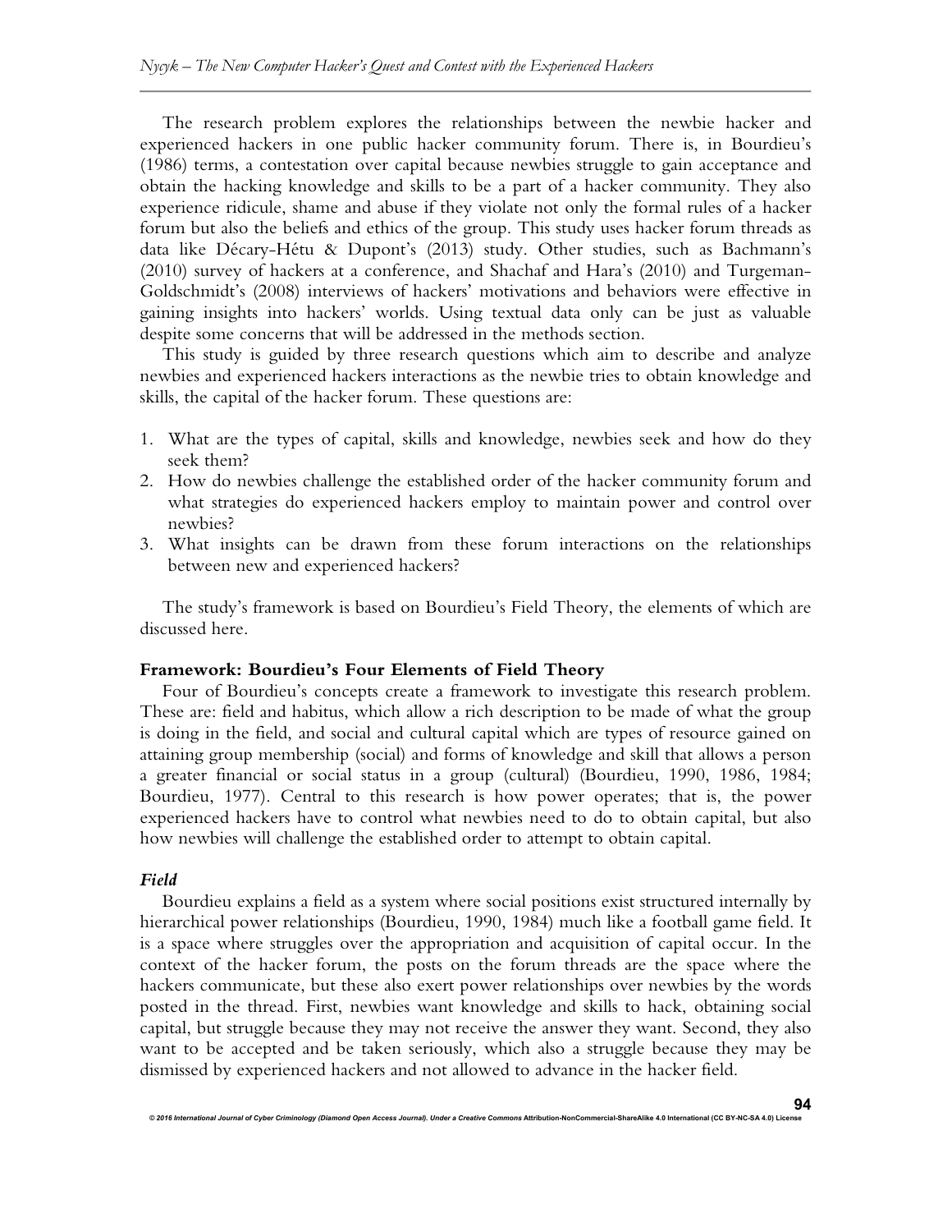The research problem explores the relationships between the newbie hacker and experienced hackers in one public hacker community forum. There is, in Bourdieu's (1986) terms, a contestation over capital because newbies struggle to gain acceptance and obtain the hacking knowledge and skills to be a part of a hacker community. They also experience ridicule, shame and abuse if they violate not only the formal rules of a hacker forum but also the beliefs and ethics of the group. This study uses hacker forum threads as data like Décary-Hétu & Dupont's (2013) study. Other studies, such as Bachmann's (2010) survey of hackers at a conference, and Shachaf and Hara's (2010) and Turgeman-Goldschmidt's (2008) interviews of hackers' motivations and behaviors were effective in gaining insights into hackers' worlds. Using textual data only can be just as valuable despite some concerns that will be addressed in the methods section.

This study is guided by three research questions which aim to describe and analyze newbies and experienced hackers interactions as the newbie tries to obtain knowledge and skills, the capital of the hacker forum. These questions are:

1. What are the types of capital, skills and knowledge, newbies seek and how do they seek them?
2. How do newbies challenge the established order of the hacker community forum and what strategies do experienced hackers employ to maintain power and control over newbies?
3. What insights can be drawn from these forum interactions on the relationships between new and experienced hackers?

The study's framework is based on Bourdieu's Field Theory, the elements of which are discussed here.

## Framework: Bourdieu's Four Elements of Field Theory

Four of Bourdieu's concepts create a framework to investigate this research problem. These are: field and habitus, which allow a rich description to be made of what the group is doing in the field, and social and cultural capital which are types of resource gained on attaining group membership (social) and forms of knowledge and skill that allows a person a greater financial or social status in a group (cultural) (Bourdieu, 1990, 1986, 1984; Bourdieu, 1977). Central to this research is how power operates; that is, the power experienced hackers have to control what newbies need to do to obtain capital, but also how newbies will challenge the established order to attempt to obtain capital.

### *Field*

Bourdieu explains a field as a system where social positions exist structured internally by hierarchical power relationships (Bourdieu, 1990, 1984) much like a football game field. It is a space where struggles over the appropriation and acquisition of capital occur. In the context of the hacker forum, the posts on the forum threads are the space where the hackers communicate, but these also exert power relationships over newbies by the words posted in the thread. First, newbies want knowledge and skills to hack, obtaining social capital, but struggle because they may not receive the answer they want. Second, they also want to be accepted and be taken seriously, which also a struggle because they may be dismissed by experienced hackers and not allowed to advance in the hacker field.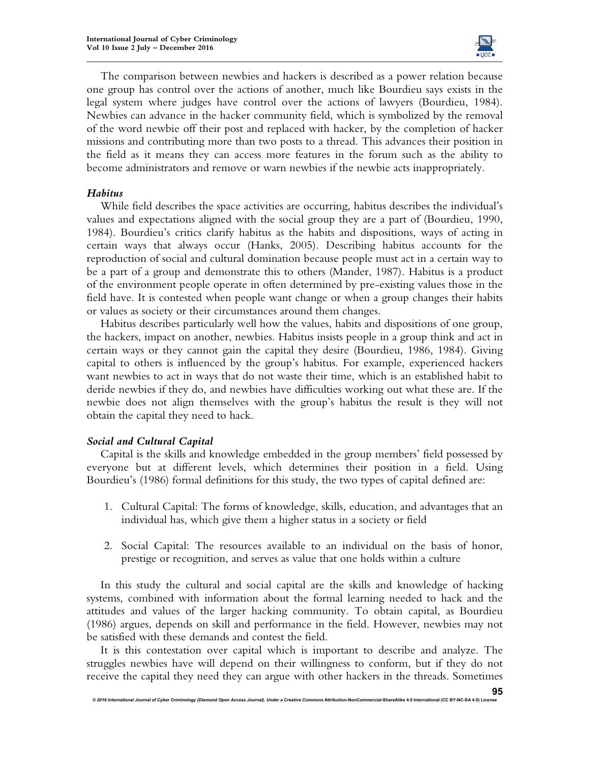The comparison between newbies and hackers is described as a power relation because one group has control over the actions of another, much like Bourdieu says exists in the legal system where judges have control over the actions of lawyers (Bourdieu, 1984). Newbies can advance in the hacker community field, which is symbolized by the removal of the word newbie off their post and replaced with hacker, by the completion of hacker missions and contributing more than two posts to a thread. This advances their position in the field as it means they can access more features in the forum such as the ability to become administrators and remove or warn newbies if the newbie acts inappropriately.

### *Habitus*

While field describes the space activities are occurring, habitus describes the individual's values and expectations aligned with the social group they are a part of (Bourdieu, 1990, 1984). Bourdieu's critics clarify habitus as the habits and dispositions, ways of acting in certain ways that always occur (Hanks, 2005). Describing habitus accounts for the reproduction of social and cultural domination because people must act in a certain way to be a part of a group and demonstrate this to others (Mander, 1987). Habitus is a product of the environment people operate in often determined by pre-existing values those in the field have. It is contested when people want change or when a group changes their habits or values as society or their circumstances around them changes.

Habitus describes particularly well how the values, habits and dispositions of one group, the hackers, impact on another, newbies. Habitus insists people in a group think and act in certain ways or they cannot gain the capital they desire (Bourdieu, 1986, 1984). Giving capital to others is influenced by the group's habitus. For example, experienced hackers want newbies to act in ways that do not waste their time, which is an established habit to deride newbies if they do, and newbies have difficulties working out what these are. If the newbie does not align themselves with the group's habitus the result is they will not obtain the capital they need to hack.

### *Social and Cultural Capital*

Capital is the skills and knowledge embedded in the group members' field possessed by everyone but at different levels, which determines their position in a field. Using Bourdieu's (1986) formal definitions for this study, the two types of capital defined are:

1. Cultural Capital: The forms of knowledge, skills, education, and advantages that an individual has, which give them a higher status in a society or field

2. Social Capital: The resources available to an individual on the basis of honor, prestige or recognition, and serves as value that one holds within a culture

In this study the cultural and social capital are the skills and knowledge of hacking systems, combined with information about the formal learning needed to hack and the attitudes and values of the larger hacking community. To obtain capital, as Bourdieu (1986) argues, depends on skill and performance in the field. However, newbies may not be satisfied with these demands and contest the field.

It is this contestation over capital which is important to describe and analyze. The struggles newbies have will depend on their willingness to conform, but if they do not receive the capital they need they can argue with other hackers in the threads. Sometimes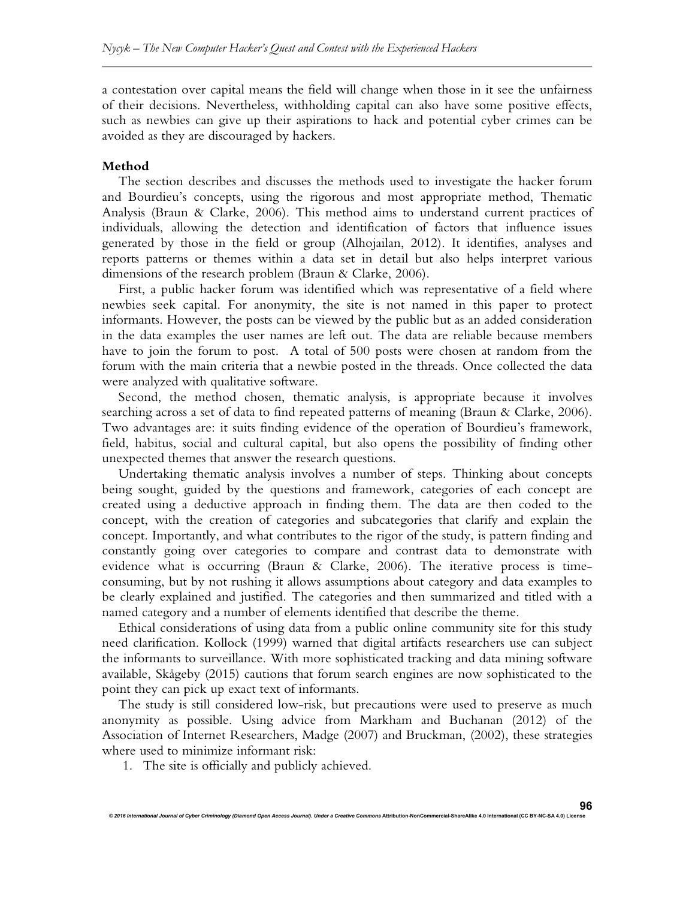a contestation over capital means the field will change when those in it see the unfairness of their decisions. Nevertheless, withholding capital can also have some positive effects, such as newbies can give up their aspirations to hack and potential cyber crimes can be avoided as they are discouraged by hackers.

**Method**

The section describes and discusses the methods used to investigate the hacker forum and Bourdieu's concepts, using the rigorous and most appropriate method, Thematic Analysis (Braun & Clarke, 2006). This method aims to understand current practices of individuals, allowing the detection and identification of factors that influence issues generated by those in the field or group (Alhojailan, 2012). It identifies, analyses and reports patterns or themes within a data set in detail but also helps interpret various dimensions of the research problem (Braun & Clarke, 2006).

First, a public hacker forum was identified which was representative of a field where newbies seek capital. For anonymity, the site is not named in this paper to protect informants. However, the posts can be viewed by the public but as an added consideration in the data examples the user names are left out. The data are reliable because members have to join the forum to post. A total of 500 posts were chosen at random from the forum with the main criteria that a newbie posted in the threads. Once collected the data were analyzed with qualitative software.

Second, the method chosen, thematic analysis, is appropriate because it involves searching across a set of data to find repeated patterns of meaning (Braun & Clarke, 2006). Two advantages are: it suits finding evidence of the operation of Bourdieu's framework, field, habitus, social and cultural capital, but also opens the possibility of finding other unexpected themes that answer the research questions.

Undertaking thematic analysis involves a number of steps. Thinking about concepts being sought, guided by the questions and framework, categories of each concept are created using a deductive approach in finding them. The data are then coded to the concept, with the creation of categories and subcategories that clarify and explain the concept. Importantly, and what contributes to the rigor of the study, is pattern finding and constantly going over categories to compare and contrast data to demonstrate with evidence what is occurring (Braun & Clarke, 2006). The iterative process is time-consuming, but by not rushing it allows assumptions about category and data examples to be clearly explained and justified. The categories and then summarized and titled with a named category and a number of elements identified that describe the theme.

Ethical considerations of using data from a public online community site for this study need clarification. Kollock (1999) warned that digital artifacts researchers use can subject the informants to surveillance. With more sophisticated tracking and data mining software available, Skågeby (2015) cautions that forum search engines are now sophisticated to the point they can pick up exact text of informants.

The study is still considered low-risk, but precautions were used to preserve as much anonymity as possible. Using advice from Markham and Buchanan (2012) of the Association of Internet Researchers, Madge (2007) and Bruckman, (2002), these strategies where used to minimize informant risk:

1. The site is officially and publicly achieved.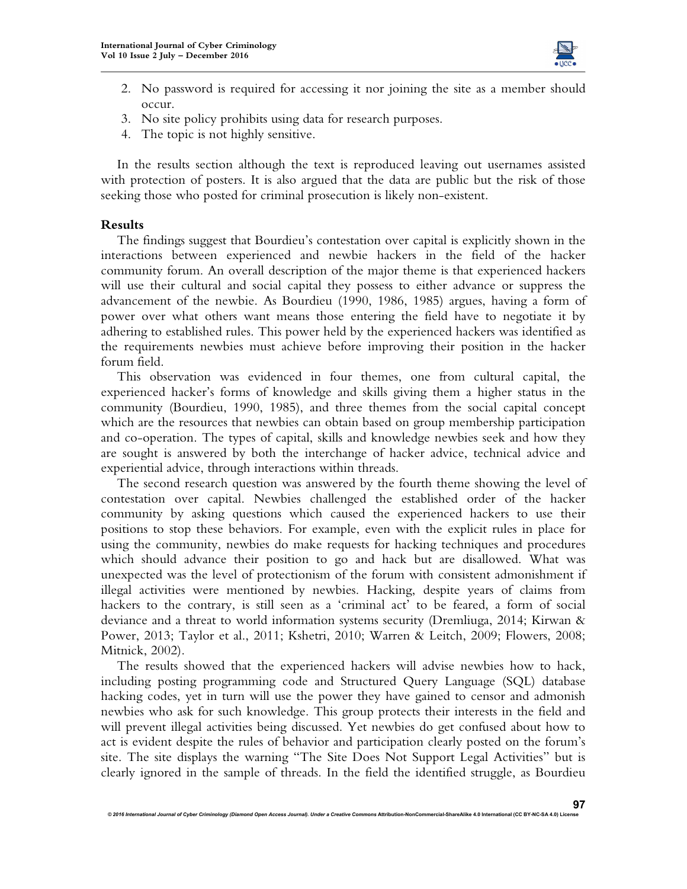2. No password is required for accessing it nor joining the site as a member should occur.
3. No site policy prohibits using data for research purposes.
4. The topic is not highly sensitive.

In the results section although the text is reproduced leaving out usernames assisted with protection of posters. It is also argued that the data are public but the risk of those seeking those who posted for criminal prosecution is likely non-existent.

## Results

The findings suggest that Bourdieu's contestation over capital is explicitly shown in the interactions between experienced and newbie hackers in the field of the hacker community forum. An overall description of the major theme is that experienced hackers will use their cultural and social capital they possess to either advance or suppress the advancement of the newbie. As Bourdieu (1990, 1986, 1985) argues, having a form of power over what others want means those entering the field have to negotiate it by adhering to established rules. This power held by the experienced hackers was identified as the requirements newbies must achieve before improving their position in the hacker forum field.

This observation was evidenced in four themes, one from cultural capital, the experienced hacker's forms of knowledge and skills giving them a higher status in the community (Bourdieu, 1990, 1985), and three themes from the social capital concept which are the resources that newbies can obtain based on group membership participation and co-operation. The types of capital, skills and knowledge newbies seek and how they are sought is answered by both the interchange of hacker advice, technical advice and experiential advice, through interactions within threads.

The second research question was answered by the fourth theme showing the level of contestation over capital. Newbies challenged the established order of the hacker community by asking questions which caused the experienced hackers to use their positions to stop these behaviors. For example, even with the explicit rules in place for using the community, newbies do make requests for hacking techniques and procedures which should advance their position to go and hack but are disallowed. What was unexpected was the level of protectionism of the forum with consistent admonishment if illegal activities were mentioned by newbies. Hacking, despite years of claims from hackers to the contrary, is still seen as a 'criminal act' to be feared, a form of social deviance and a threat to world information systems security (Dremliuga, 2014; Kirwan & Power, 2013; Taylor et al., 2011; Kshetri, 2010; Warren & Leitch, 2009; Flowers, 2008; Mitnick, 2002).

The results showed that the experienced hackers will advise newbies how to hack, including posting programming code and Structured Query Language (SQL) database hacking codes, yet in turn will use the power they have gained to censor and admonish newbies who ask for such knowledge. This group protects their interests in the field and will prevent illegal activities being discussed. Yet newbies do get confused about how to act is evident despite the rules of behavior and participation clearly posted on the forum's site. The site displays the warning "The Site Does Not Support Legal Activities" but is clearly ignored in the sample of threads. In the field the identified struggle, as Bourdieu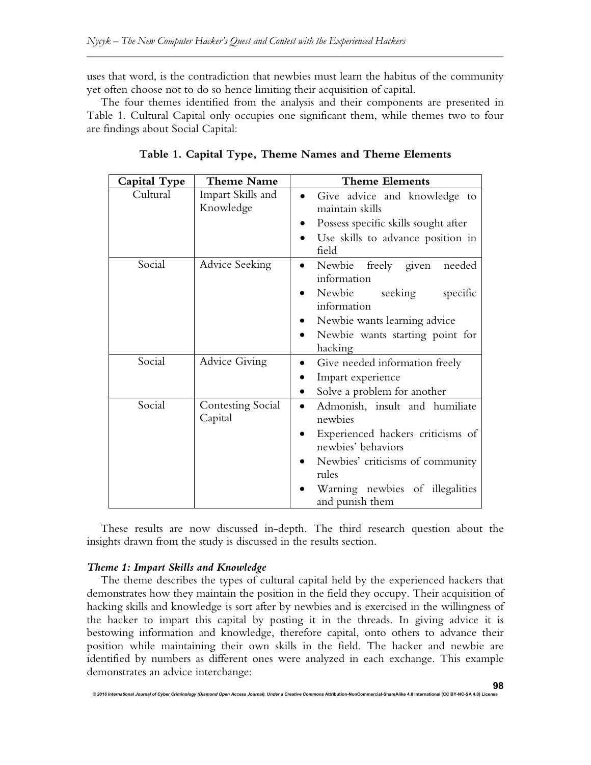uses that word, is the contradiction that newbies must learn the habitus of the community yet often choose not to do so hence limiting their acquisition of capital.

The four themes identified from the analysis and their components are presented in Table 1. Cultural Capital only occupies one significant them, while themes two to four are findings about Social Capital:

**Table 1. Capital Type, Theme Names and Theme Elements**

| Capital Type | Theme Name | Theme Elements |
|---|---|---|
| Cultural | Impart Skills and Knowledge | • Give advice and knowledge to maintain skills<br>• Possess specific skills sought after<br>• Use skills to advance position in field |
| Social | Advice Seeking | • Newbie freely given needed information<br>• Newbie seeking specific information<br>• Newbie wants learning advice<br>• Newbie wants starting point for hacking |
| Social | Advice Giving | • Give needed information freely<br>• Impart experience<br>• Solve a problem for another |
| Social | Contesting Social Capital | • Admonish, insult and humiliate newbies<br>• Experienced hackers criticisms of newbies' behaviors<br>• Newbies' criticisms of community rules<br>• Warning newbies of illegalities and punish them |

These results are now discussed in-depth. The third research question about the insights drawn from the study is discussed in the results section.

***Theme 1: Impart Skills and Knowledge***

The theme describes the types of cultural capital held by the experienced hackers that demonstrates how they maintain the position in the field they occupy. Their acquisition of hacking skills and knowledge is sort after by newbies and is exercised in the willingness of the hacker to impart this capital by posting it in the threads. In giving advice it is bestowing information and knowledge, therefore capital, onto others to advance their position while maintaining their own skills in the field. The hacker and newbie are identified by numbers as different ones were analyzed in each exchange. This example demonstrates an advice interchange: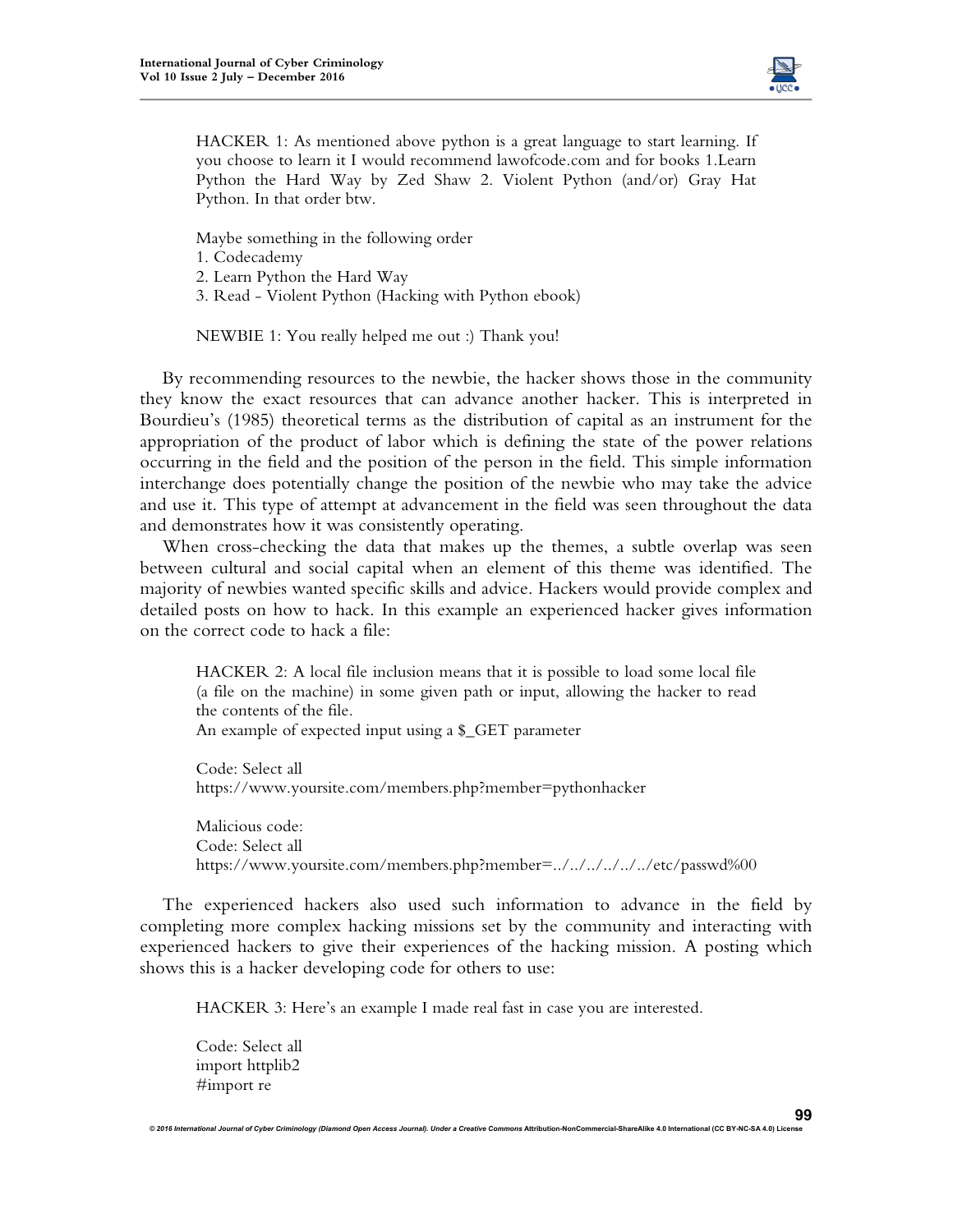HACKER 1: As mentioned above python is a great language to start learning. If you choose to learn it I would recommend lawofcode.com and for books 1.Learn Python the Hard Way by Zed Shaw 2. Violent Python (and/or) Gray Hat Python. In that order btw.

Maybe something in the following order
1. Codecademy
2. Learn Python the Hard Way
3. Read - Violent Python (Hacking with Python ebook)

NEWBIE 1: You really helped me out :) Thank you!

By recommending resources to the newbie, the hacker shows those in the community they know the exact resources that can advance another hacker. This is interpreted in Bourdieu's (1985) theoretical terms as the distribution of capital as an instrument for the appropriation of the product of labor which is defining the state of the power relations occurring in the field and the position of the person in the field. This simple information interchange does potentially change the position of the newbie who may take the advice and use it. This type of attempt at advancement in the field was seen throughout the data and demonstrates how it was consistently operating.

When cross-checking the data that makes up the themes, a subtle overlap was seen between cultural and social capital when an element of this theme was identified. The majority of newbies wanted specific skills and advice. Hackers would provide complex and detailed posts on how to hack. In this example an experienced hacker gives information on the correct code to hack a file:

HACKER 2: A local file inclusion means that it is possible to load some local file (a file on the machine) in some given path or input, allowing the hacker to read the contents of the file.
An example of expected input using a $_GET parameter

Code: Select all
```
https://www.yoursite.com/members.php?member=pythonhacker
```

Malicious code:
Code: Select all
```
https://www.yoursite.com/members.php?member=../../../../../etc/passwd%00
```

The experienced hackers also used such information to advance in the field by completing more complex hacking missions set by the community and interacting with experienced hackers to give their experiences of the hacking mission. A posting which shows this is a hacker developing code for others to use:

HACKER 3: Here's an example I made real fast in case you are interested.

Code: Select all
```
import httplib2
#import re
```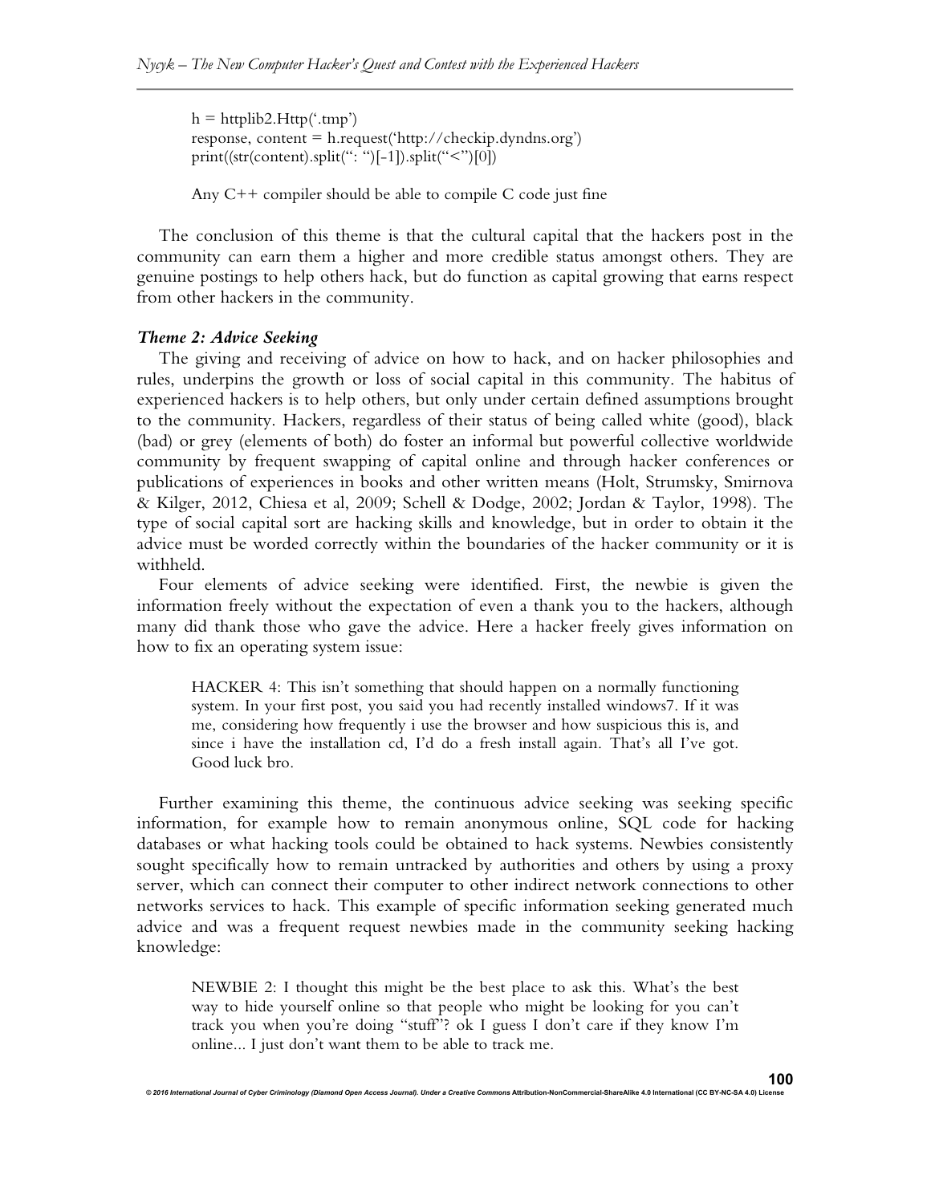```
h = httplib2.Http('.tmp')
response, content = h.request('http://checkip.dyndns.org')
print((str(content).split(": ")[-1]).split("<")[0])
```

Any C++ compiler should be able to compile C code just fine

The conclusion of this theme is that the cultural capital that the hackers post in the community can earn them a higher and more credible status amongst others. They are genuine postings to help others hack, but do function as capital growing that earns respect from other hackers in the community.

***Theme 2: Advice Seeking***

The giving and receiving of advice on how to hack, and on hacker philosophies and rules, underpins the growth or loss of social capital in this community. The habitus of experienced hackers is to help others, but only under certain defined assumptions brought to the community. Hackers, regardless of their status of being called white (good), black (bad) or grey (elements of both) do foster an informal but powerful collective worldwide community by frequent swapping of capital online and through hacker conferences or publications of experiences in books and other written means (Holt, Strumsky, Smirnova & Kilger, 2012, Chiesa et al, 2009; Schell & Dodge, 2002; Jordan & Taylor, 1998). The type of social capital sort are hacking skills and knowledge, but in order to obtain it the advice must be worded correctly within the boundaries of the hacker community or it is withheld.

Four elements of advice seeking were identified. First, the newbie is given the information freely without the expectation of even a thank you to the hackers, although many did thank those who gave the advice. Here a hacker freely gives information on how to fix an operating system issue:

> HACKER 4: This isn't something that should happen on a normally functioning system. In your first post, you said you had recently installed windows7. If it was me, considering how frequently i use the browser and how suspicious this is, and since i have the installation cd, I'd do a fresh install again. That's all I've got. Good luck bro.

Further examining this theme, the continuous advice seeking was seeking specific information, for example how to remain anonymous online, SQL code for hacking databases or what hacking tools could be obtained to hack systems. Newbies consistently sought specifically how to remain untracked by authorities and others by using a proxy server, which can connect their computer to other indirect network connections to other networks services to hack. This example of specific information seeking generated much advice and was a frequent request newbies made in the community seeking hacking knowledge:

> NEWBIE 2: I thought this might be the best place to ask this. What's the best way to hide yourself online so that people who might be looking for you can't track you when you're doing "stuff"? ok I guess I don't care if they know I'm online... I just don't want them to be able to track me.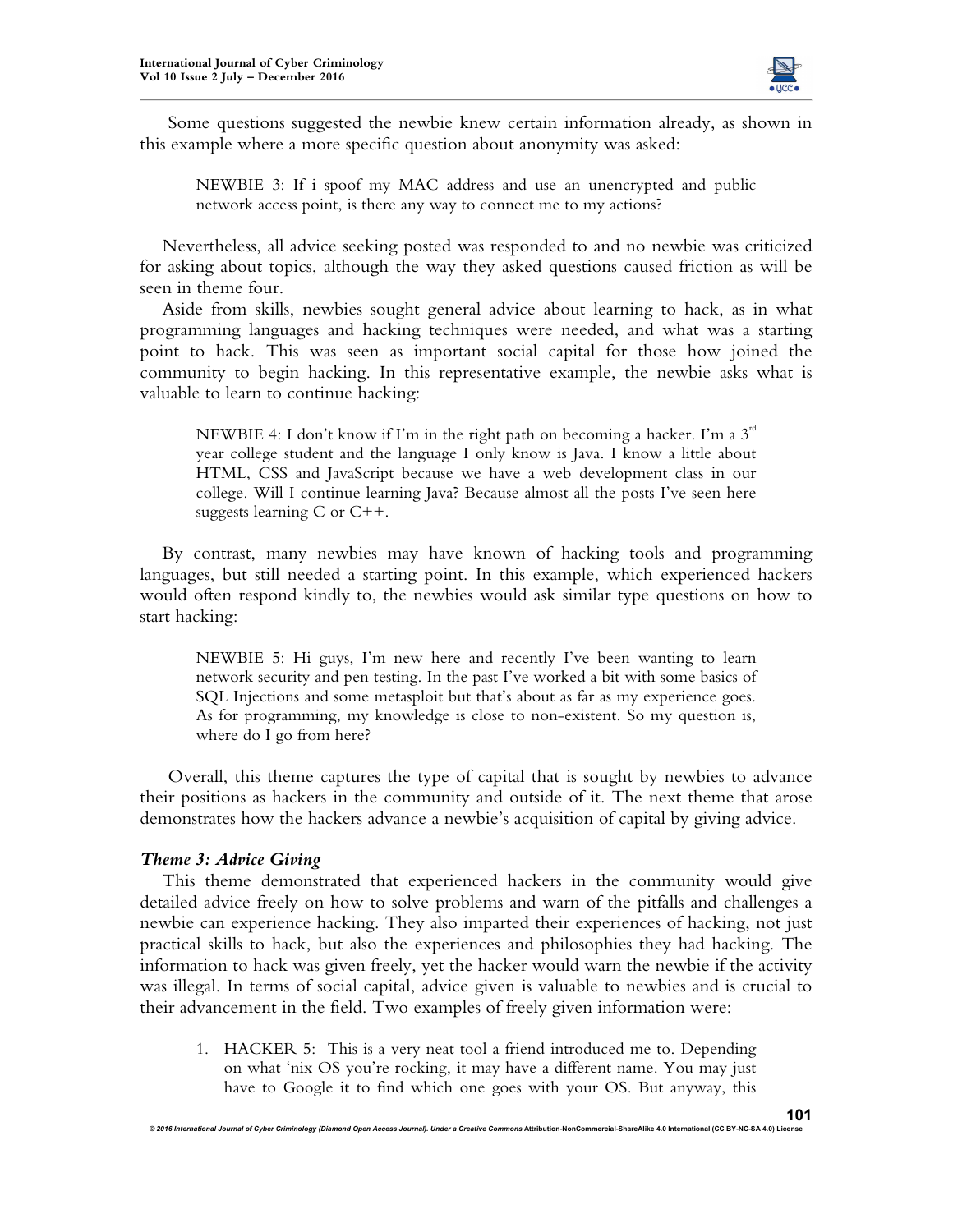Some questions suggested the newbie knew certain information already, as shown in this example where a more specific question about anonymity was asked:

> NEWBIE 3: If i spoof my MAC address and use an unencrypted and public network access point, is there any way to connect me to my actions?

Nevertheless, all advice seeking posted was responded to and no newbie was criticized for asking about topics, although the way they asked questions caused friction as will be seen in theme four.

Aside from skills, newbies sought general advice about learning to hack, as in what programming languages and hacking techniques were needed, and what was a starting point to hack. This was seen as important social capital for those how joined the community to begin hacking. In this representative example, the newbie asks what is valuable to learn to continue hacking:

> NEWBIE 4: I don't know if I'm in the right path on becoming a hacker. I'm a 3rd year college student and the language I only know is Java. I know a little about HTML, CSS and JavaScript because we have a web development class in our college. Will I continue learning Java? Because almost all the posts I've seen here suggests learning C or C++.

By contrast, many newbies may have known of hacking tools and programming languages, but still needed a starting point. In this example, which experienced hackers would often respond kindly to, the newbies would ask similar type questions on how to start hacking:

> NEWBIE 5: Hi guys, I'm new here and recently I've been wanting to learn network security and pen testing. In the past I've worked a bit with some basics of SQL Injections and some metasploit but that's about as far as my experience goes. As for programming, my knowledge is close to non-existent. So my question is, where do I go from here?

Overall, this theme captures the type of capital that is sought by newbies to advance their positions as hackers in the community and outside of it. The next theme that arose demonstrates how the hackers advance a newbie's acquisition of capital by giving advice.

### *Theme 3: Advice Giving*

This theme demonstrated that experienced hackers in the community would give detailed advice freely on how to solve problems and warn of the pitfalls and challenges a newbie can experience hacking. They also imparted their experiences of hacking, not just practical skills to hack, but also the experiences and philosophies they had hacking. The information to hack was given freely, yet the hacker would warn the newbie if the activity was illegal. In terms of social capital, advice given is valuable to newbies and is crucial to their advancement in the field. Two examples of freely given information were:

1. HACKER 5: This is a very neat tool a friend introduced me to. Depending on what 'nix OS you're rocking, it may have a different name. You may just have to Google it to find which one goes with your OS. But anyway, this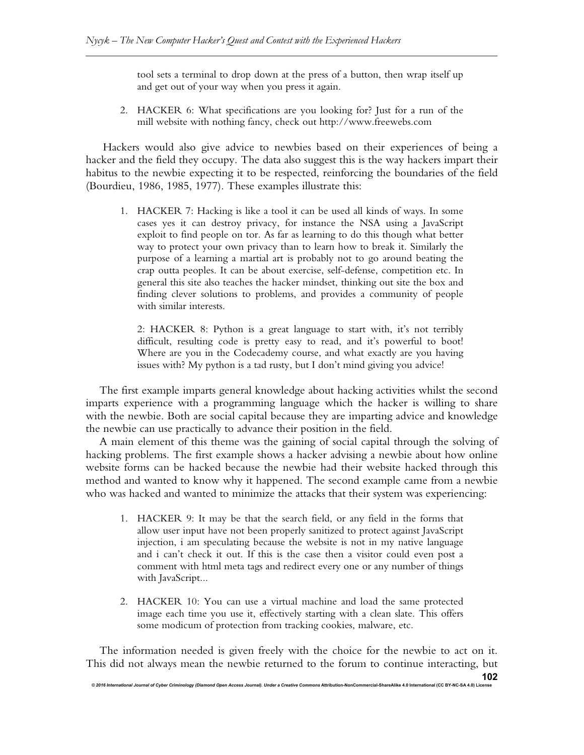tool sets a terminal to drop down at the press of a button, then wrap itself up and get out of your way when you press it again.

2. HACKER 6: What specifications are you looking for? Just for a run of the mill website with nothing fancy, check out http://www.freewebs.com

Hackers would also give advice to newbies based on their experiences of being a hacker and the field they occupy. The data also suggest this is the way hackers impart their habitus to the newbie expecting it to be respected, reinforcing the boundaries of the field (Bourdieu, 1986, 1985, 1977). These examples illustrate this:

1. HACKER 7: Hacking is like a tool it can be used all kinds of ways. In some cases yes it can destroy privacy, for instance the NSA using a JavaScript exploit to find people on tor. As far as learning to do this though what better way to protect your own privacy than to learn how to break it. Similarly the purpose of a learning a martial art is probably not to go around beating the crap outta peoples. It can be about exercise, self-defense, competition etc. In general this site also teaches the hacker mindset, thinking out site the box and finding clever solutions to problems, and provides a community of people with similar interests.

   2: HACKER 8: Python is a great language to start with, it's not terribly difficult, resulting code is pretty easy to read, and it's powerful to boot! Where are you in the Codecademy course, and what exactly are you having issues with? My python is a tad rusty, but I don't mind giving you advice!

The first example imparts general knowledge about hacking activities whilst the second imparts experience with a programming language which the hacker is willing to share with the newbie. Both are social capital because they are imparting advice and knowledge the newbie can use practically to advance their position in the field.

A main element of this theme was the gaining of social capital through the solving of hacking problems. The first example shows a hacker advising a newbie about how online website forms can be hacked because the newbie had their website hacked through this method and wanted to know why it happened. The second example came from a newbie who was hacked and wanted to minimize the attacks that their system was experiencing:

1. HACKER 9: It may be that the search field, or any field in the forms that allow user input have not been properly sanitized to protect against JavaScript injection, i am speculating because the website is not in my native language and i can't check it out. If this is the case then a visitor could even post a comment with html meta tags and redirect every one or any number of things with JavaScript...

2. HACKER 10: You can use a virtual machine and load the same protected image each time you use it, effectively starting with a clean slate. This offers some modicum of protection from tracking cookies, malware, etc.

The information needed is given freely with the choice for the newbie to act on it. This did not always mean the newbie returned to the forum to continue interacting, but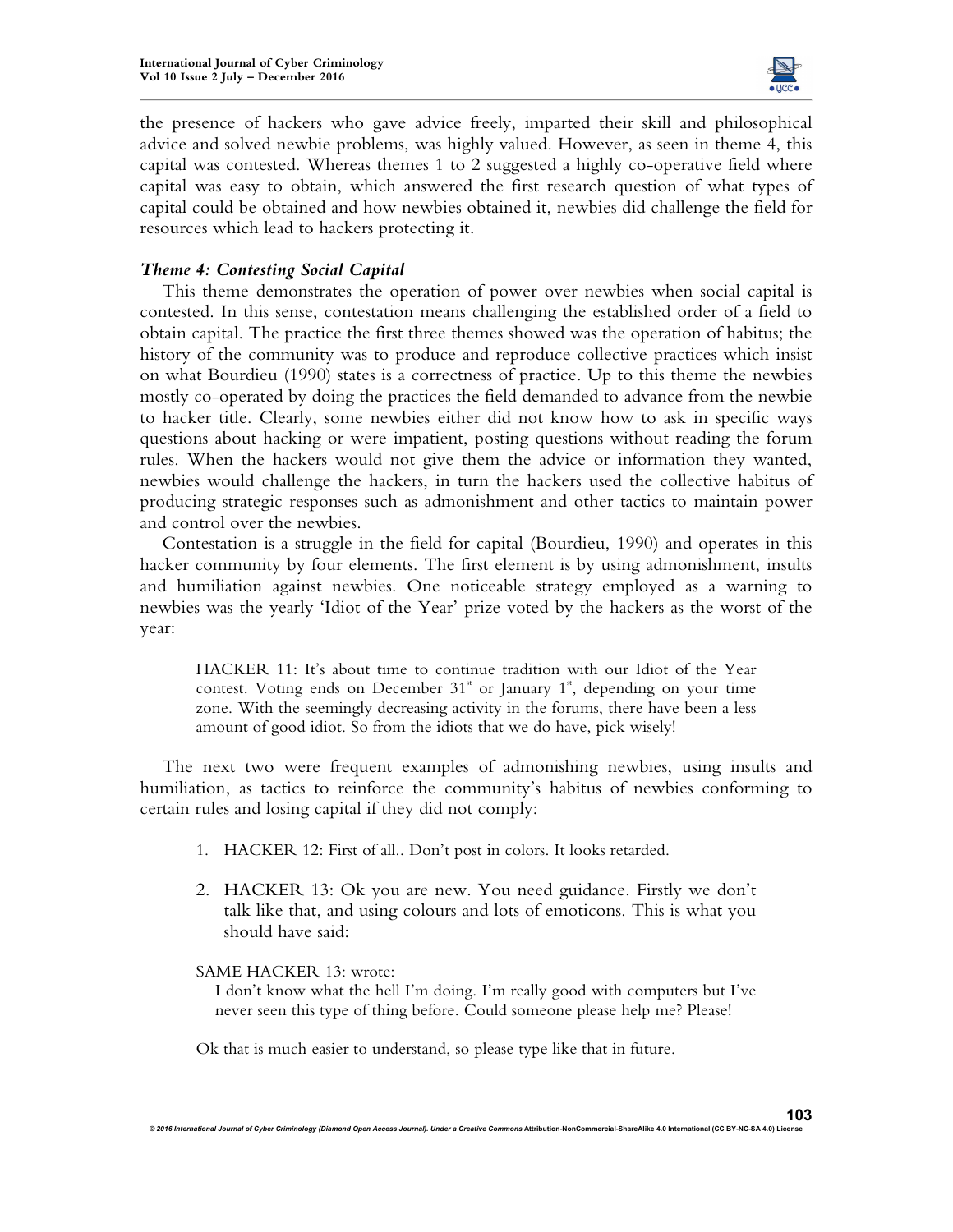the presence of hackers who gave advice freely, imparted their skill and philosophical advice and solved newbie problems, was highly valued. However, as seen in theme 4, this capital was contested. Whereas themes 1 to 2 suggested a highly co-operative field where capital was easy to obtain, which answered the first research question of what types of capital could be obtained and how newbies obtained it, newbies did challenge the field for resources which lead to hackers protecting it.

### *Theme 4: Contesting Social Capital*

This theme demonstrates the operation of power over newbies when social capital is contested. In this sense, contestation means challenging the established order of a field to obtain capital. The practice the first three themes showed was the operation of habitus; the history of the community was to produce and reproduce collective practices which insist on what Bourdieu (1990) states is a correctness of practice. Up to this theme the newbies mostly co-operated by doing the practices the field demanded to advance from the newbie to hacker title. Clearly, some newbies either did not know how to ask in specific ways questions about hacking or were impatient, posting questions without reading the forum rules. When the hackers would not give them the advice or information they wanted, newbies would challenge the hackers, in turn the hackers used the collective habitus of producing strategic responses such as admonishment and other tactics to maintain power and control over the newbies.

Contestation is a struggle in the field for capital (Bourdieu, 1990) and operates in this hacker community by four elements. The first element is by using admonishment, insults and humiliation against newbies. One noticeable strategy employed as a warning to newbies was the yearly 'Idiot of the Year' prize voted by the hackers as the worst of the year:

> HACKER 11: It's about time to continue tradition with our Idiot of the Year contest. Voting ends on December 31st or January 1st, depending on your time zone. With the seemingly decreasing activity in the forums, there have been a less amount of good idiot. So from the idiots that we do have, pick wisely!

The next two were frequent examples of admonishing newbies, using insults and humiliation, as tactics to reinforce the community's habitus of newbies conforming to certain rules and losing capital if they did not comply:

1. HACKER 12: First of all.. Don't post in colors. It looks retarded.
2. HACKER 13: Ok you are new. You need guidance. Firstly we don't talk like that, and using colours and lots of emoticons. This is what you should have said:

> SAME HACKER 13: wrote:
>
> I don't know what the hell I'm doing. I'm really good with computers but I've never seen this type of thing before. Could someone please help me? Please!
>
> Ok that is much easier to understand, so please type like that in future.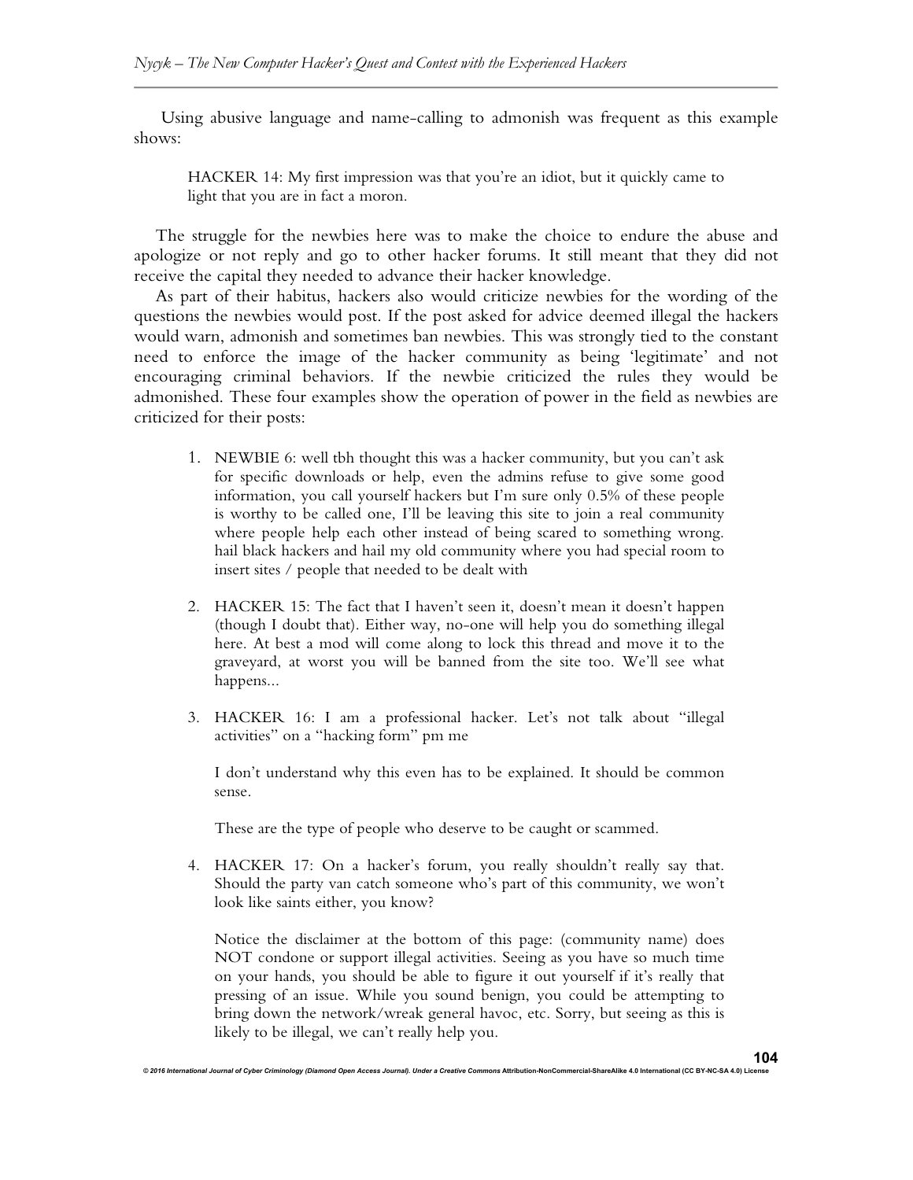Using abusive language and name-calling to admonish was frequent as this example shows:

> HACKER 14: My first impression was that you're an idiot, but it quickly came to light that you are in fact a moron.

The struggle for the newbies here was to make the choice to endure the abuse and apologize or not reply and go to other hacker forums. It still meant that they did not receive the capital they needed to advance their hacker knowledge.

As part of their habitus, hackers also would criticize newbies for the wording of the questions the newbies would post. If the post asked for advice deemed illegal the hackers would warn, admonish and sometimes ban newbies. This was strongly tied to the constant need to enforce the image of the hacker community as being 'legitimate' and not encouraging criminal behaviors. If the newbie criticized the rules they would be admonished. These four examples show the operation of power in the field as newbies are criticized for their posts:

1. NEWBIE 6: well tbh thought this was a hacker community, but you can't ask for specific downloads or help, even the admins refuse to give some good information, you call yourself hackers but I'm sure only 0.5% of these people is worthy to be called one, I'll be leaving this site to join a real community where people help each other instead of being scared to something wrong. hail black hackers and hail my old community where you had special room to insert sites / people that needed to be dealt with

2. HACKER 15: The fact that I haven't seen it, doesn't mean it doesn't happen (though I doubt that). Either way, no-one will help you do something illegal here. At best a mod will come along to lock this thread and move it to the graveyard, at worst you will be banned from the site too. We'll see what happens...

3. HACKER 16: I am a professional hacker. Let's not talk about "illegal activities" on a "hacking form" pm me

   I don't understand why this even has to be explained. It should be common sense.

   These are the type of people who deserve to be caught or scammed.

4. HACKER 17: On a hacker's forum, you really shouldn't really say that. Should the party van catch someone who's part of this community, we won't look like saints either, you know?

   Notice the disclaimer at the bottom of this page: (community name) does NOT condone or support illegal activities. Seeing as you have so much time on your hands, you should be able to figure it out yourself if it's really that pressing of an issue. While you sound benign, you could be attempting to bring down the network/wreak general havoc, etc. Sorry, but seeing as this is likely to be illegal, we can't really help you.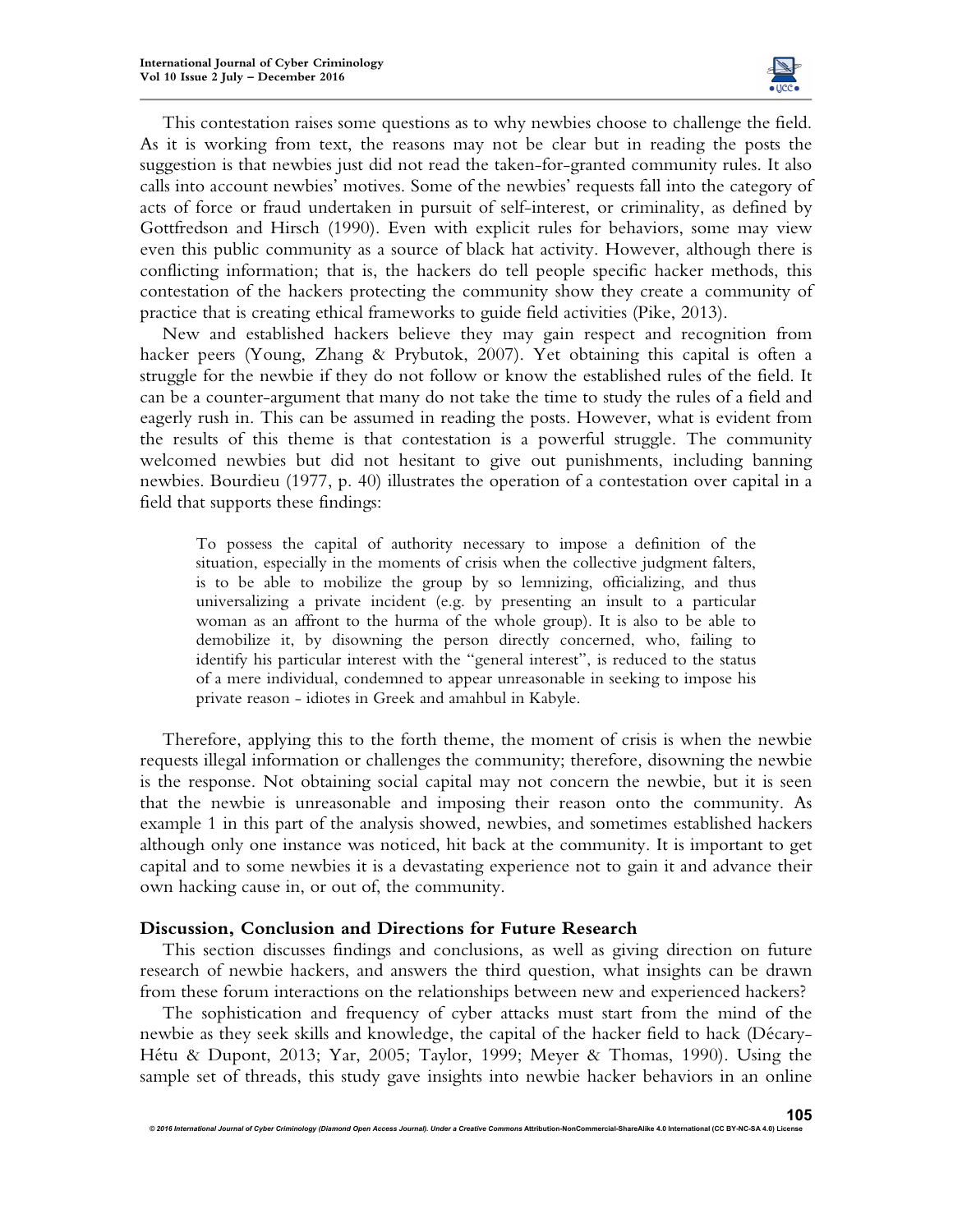This contestation raises some questions as to why newbies choose to challenge the field. As it is working from text, the reasons may not be clear but in reading the posts the suggestion is that newbies just did not read the taken-for-granted community rules. It also calls into account newbies' motives. Some of the newbies' requests fall into the category of acts of force or fraud undertaken in pursuit of self-interest, or criminality, as defined by Gottfredson and Hirsch (1990). Even with explicit rules for behaviors, some may view even this public community as a source of black hat activity. However, although there is conflicting information; that is, the hackers do tell people specific hacker methods, this contestation of the hackers protecting the community show they create a community of practice that is creating ethical frameworks to guide field activities (Pike, 2013).

New and established hackers believe they may gain respect and recognition from hacker peers (Young, Zhang & Prybutok, 2007). Yet obtaining this capital is often a struggle for the newbie if they do not follow or know the established rules of the field. It can be a counter-argument that many do not take the time to study the rules of a field and eagerly rush in. This can be assumed in reading the posts. However, what is evident from the results of this theme is that contestation is a powerful struggle. The community welcomed newbies but did not hesitant to give out punishments, including banning newbies. Bourdieu (1977, p. 40) illustrates the operation of a contestation over capital in a field that supports these findings:

> To possess the capital of authority necessary to impose a definition of the situation, especially in the moments of crisis when the collective judgment falters, is to be able to mobilize the group by so lemnizing, officializing, and thus universalizing a private incident (e.g. by presenting an insult to a particular woman as an affront to the hurma of the whole group). It is also to be able to demobilize it, by disowning the person directly concerned, who, failing to identify his particular interest with the "general interest", is reduced to the status of a mere individual, condemned to appear unreasonable in seeking to impose his private reason - idiotes in Greek and amahbul in Kabyle.

Therefore, applying this to the forth theme, the moment of crisis is when the newbie requests illegal information or challenges the community; therefore, disowning the newbie is the response. Not obtaining social capital may not concern the newbie, but it is seen that the newbie is unreasonable and imposing their reason onto the community. As example 1 in this part of the analysis showed, newbies, and sometimes established hackers although only one instance was noticed, hit back at the community. It is important to get capital and to some newbies it is a devastating experience not to gain it and advance their own hacking cause in, or out of, the community.

## Discussion, Conclusion and Directions for Future Research

This section discusses findings and conclusions, as well as giving direction on future research of newbie hackers, and answers the third question, what insights can be drawn from these forum interactions on the relationships between new and experienced hackers?

The sophistication and frequency of cyber attacks must start from the mind of the newbie as they seek skills and knowledge, the capital of the hacker field to hack (Décary-Hétu & Dupont, 2013; Yar, 2005; Taylor, 1999; Meyer & Thomas, 1990). Using the sample set of threads, this study gave insights into newbie hacker behaviors in an online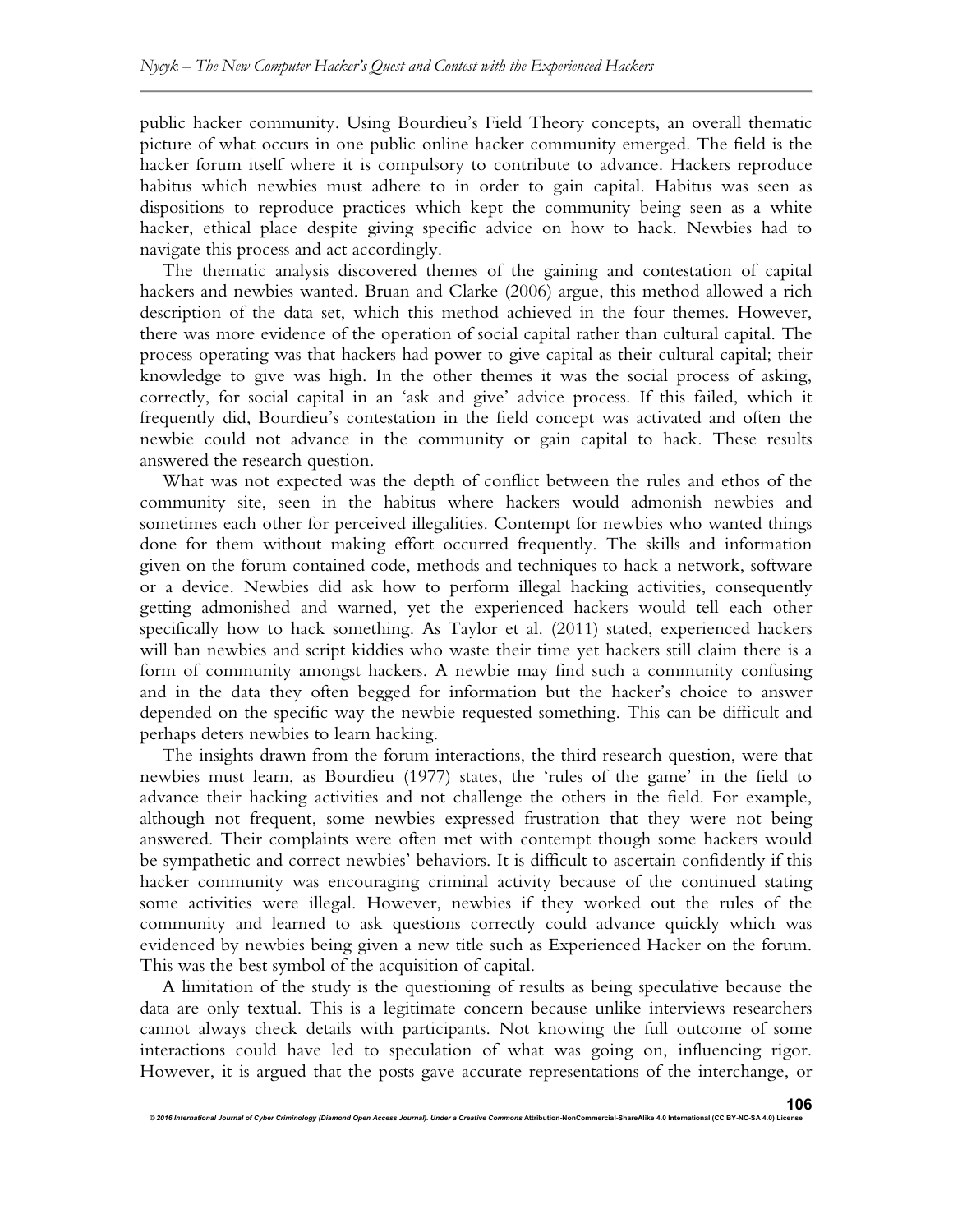public hacker community. Using Bourdieu's Field Theory concepts, an overall thematic picture of what occurs in one public online hacker community emerged. The field is the hacker forum itself where it is compulsory to contribute to advance. Hackers reproduce habitus which newbies must adhere to in order to gain capital. Habitus was seen as dispositions to reproduce practices which kept the community being seen as a white hacker, ethical place despite giving specific advice on how to hack. Newbies had to navigate this process and act accordingly.

The thematic analysis discovered themes of the gaining and contestation of capital hackers and newbies wanted. Bruan and Clarke (2006) argue, this method allowed a rich description of the data set, which this method achieved in the four themes. However, there was more evidence of the operation of social capital rather than cultural capital. The process operating was that hackers had power to give capital as their cultural capital; their knowledge to give was high. In the other themes it was the social process of asking, correctly, for social capital in an 'ask and give' advice process. If this failed, which it frequently did, Bourdieu's contestation in the field concept was activated and often the newbie could not advance in the community or gain capital to hack. These results answered the research question.

What was not expected was the depth of conflict between the rules and ethos of the community site, seen in the habitus where hackers would admonish newbies and sometimes each other for perceived illegalities. Contempt for newbies who wanted things done for them without making effort occurred frequently. The skills and information given on the forum contained code, methods and techniques to hack a network, software or a device. Newbies did ask how to perform illegal hacking activities, consequently getting admonished and warned, yet the experienced hackers would tell each other specifically how to hack something. As Taylor et al. (2011) stated, experienced hackers will ban newbies and script kiddies who waste their time yet hackers still claim there is a form of community amongst hackers. A newbie may find such a community confusing and in the data they often begged for information but the hacker's choice to answer depended on the specific way the newbie requested something. This can be difficult and perhaps deters newbies to learn hacking.

The insights drawn from the forum interactions, the third research question, were that newbies must learn, as Bourdieu (1977) states, the 'rules of the game' in the field to advance their hacking activities and not challenge the others in the field. For example, although not frequent, some newbies expressed frustration that they were not being answered. Their complaints were often met with contempt though some hackers would be sympathetic and correct newbies' behaviors. It is difficult to ascertain confidently if this hacker community was encouraging criminal activity because of the continued stating some activities were illegal. However, newbies if they worked out the rules of the community and learned to ask questions correctly could advance quickly which was evidenced by newbies being given a new title such as Experienced Hacker on the forum. This was the best symbol of the acquisition of capital.

A limitation of the study is the questioning of results as being speculative because the data are only textual. This is a legitimate concern because unlike interviews researchers cannot always check details with participants. Not knowing the full outcome of some interactions could have led to speculation of what was going on, influencing rigor. However, it is argued that the posts gave accurate representations of the interchange, or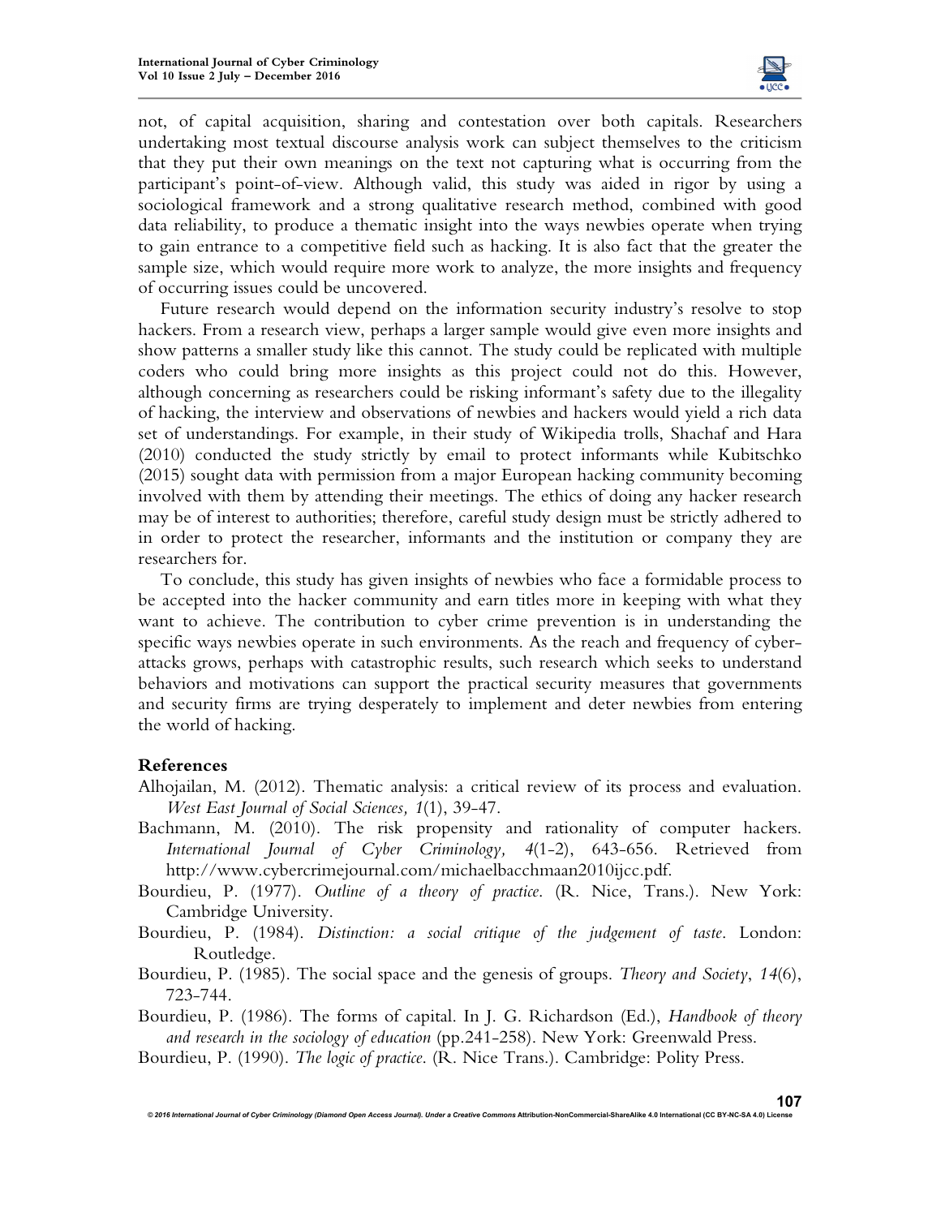not, of capital acquisition, sharing and contestation over both capitals. Researchers undertaking most textual discourse analysis work can subject themselves to the criticism that they put their own meanings on the text not capturing what is occurring from the participant's point-of-view. Although valid, this study was aided in rigor by using a sociological framework and a strong qualitative research method, combined with good data reliability, to produce a thematic insight into the ways newbies operate when trying to gain entrance to a competitive field such as hacking. It is also fact that the greater the sample size, which would require more work to analyze, the more insights and frequency of occurring issues could be uncovered.

Future research would depend on the information security industry's resolve to stop hackers. From a research view, perhaps a larger sample would give even more insights and show patterns a smaller study like this cannot. The study could be replicated with multiple coders who could bring more insights as this project could not do this. However, although concerning as researchers could be risking informant's safety due to the illegality of hacking, the interview and observations of newbies and hackers would yield a rich data set of understandings. For example, in their study of Wikipedia trolls, Shachaf and Hara (2010) conducted the study strictly by email to protect informants while Kubitschko (2015) sought data with permission from a major European hacking community becoming involved with them by attending their meetings. The ethics of doing any hacker research may be of interest to authorities; therefore, careful study design must be strictly adhered to in order to protect the researcher, informants and the institution or company they are researchers for.

To conclude, this study has given insights of newbies who face a formidable process to be accepted into the hacker community and earn titles more in keeping with what they want to achieve. The contribution to cyber crime prevention is in understanding the specific ways newbies operate in such environments. As the reach and frequency of cyber-attacks grows, perhaps with catastrophic results, such research which seeks to understand behaviors and motivations can support the practical security measures that governments and security firms are trying desperately to implement and deter newbies from entering the world of hacking.

## References

Alhojailan, M. (2012). Thematic analysis: a critical review of its process and evaluation. *West East Journal of Social Sciences, 1*(1), 39-47.

Bachmann, M. (2010). The risk propensity and rationality of computer hackers. *International Journal of Cyber Criminology, 4*(1-2), 643-656. Retrieved from http://www.cybercrimejournal.com/michaelbacchmaan2010ijcc.pdf.

Bourdieu, P. (1977). *Outline of a theory of practice*. (R. Nice, Trans.). New York: Cambridge University.

Bourdieu, P. (1984). *Distinction: a social critique of the judgement of taste*. London: Routledge.

Bourdieu, P. (1985). The social space and the genesis of groups. *Theory and Society*, *14*(6), 723-744.

Bourdieu, P. (1986). The forms of capital. In J. G. Richardson (Ed.), *Handbook of theory and research in the sociology of education* (pp.241-258). New York: Greenwald Press.

Bourdieu, P. (1990). *The logic of practice*. (R. Nice Trans.). Cambridge: Polity Press.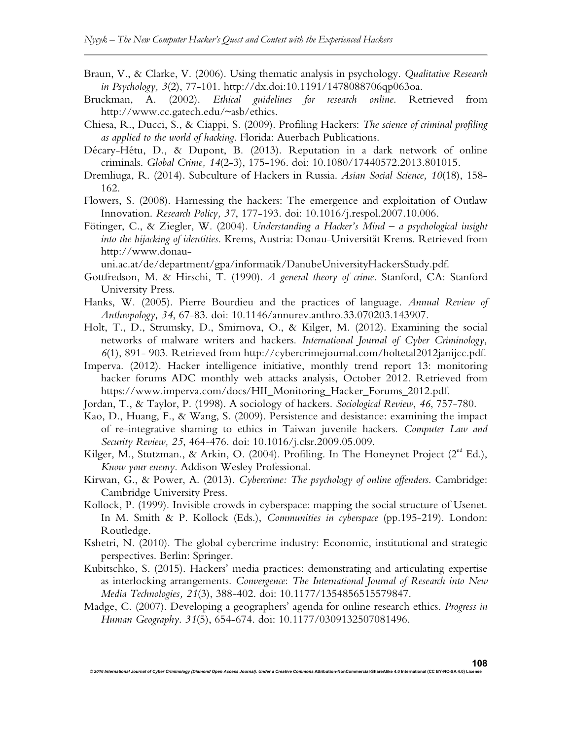Braun, V., & Clarke, V. (2006). Using thematic analysis in psychology. *Qualitative Research in Psychology, 3*(2), 77-101. http://dx.doi:10.1191/1478088706qp063oa.

Bruckman, A. (2002). *Ethical guidelines for research online*. Retrieved from http://www.cc.gatech.edu/~asb/ethics.

Chiesa, R., Ducci, S., & Ciappi, S. (2009). Profiling Hackers: *The science of criminal profiling as applied to the world of hacking*. Florida: Auerbach Publications.

Décary-Hétu, D., & Dupont, B. (2013). Reputation in a dark network of online criminals. *Global Crime, 14*(2-3), 175-196. doi: 10.1080/17440572.2013.801015.

Dremliuga, R. (2014). Subculture of Hackers in Russia. *Asian Social Science, 10*(18), 158-162.

Flowers, S. (2008). Harnessing the hackers: The emergence and exploitation of Outlaw Innovation. *Research Policy, 37*, 177-193. doi: 10.1016/j.respol.2007.10.006.

Fötinger, C., & Ziegler, W. (2004). *Understanding a Hacker's Mind – a psychological insight into the hijacking of identities*. Krems, Austria: Donau-Universität Krems. Retrieved from http://www.donau-uni.ac.at/de/department/gpa/informatik/DanubeUniversityHackersStudy.pdf.

Gottfredson, M. & Hirschi, T. (1990). *A general theory of crime*. Stanford, CA: Stanford University Press.

Hanks, W. (2005). Pierre Bourdieu and the practices of language. *Annual Review of Anthropology, 34*, 67-83. doi: 10.1146/annurev.anthro.33.070203.143907.

Holt, T., D., Strumsky, D., Smirnova, O., & Kilger, M. (2012). Examining the social networks of malware writers and hackers. *International Journal of Cyber Criminology, 6*(1), 891- 903. Retrieved from http://cybercrimejournal.com/holtetal2012janijcc.pdf.

Imperva. (2012). Hacker intelligence initiative, monthly trend report 13: monitoring hacker forums ADC monthly web attacks analysis, October 2012. Retrieved from https://www.imperva.com/docs/HII_Monitoring_Hacker_Forums_2012.pdf.

Jordan, T., & Taylor, P. (1998). A sociology of hackers. *Sociological Review, 46*, 757-780.

Kao, D., Huang, F., & Wang, S. (2009). Persistence and desistance: examining the impact of re-integrative shaming to ethics in Taiwan juvenile hackers. *Computer Law and Security Review, 25*, 464-476. doi: 10.1016/j.clsr.2009.05.009.

Kilger, M., Stutzman., & Arkin, O. (2004). Profiling. In The Honeynet Project (2nd Ed.), *Know your enemy*. Addison Wesley Professional.

Kirwan, G., & Power, A. (2013). *Cybercrime: The psychology of online offenders*. Cambridge: Cambridge University Press.

Kollock, P. (1999). Invisible crowds in cyberspace: mapping the social structure of Usenet. In M. Smith & P. Kollock (Eds.), *Communities in cyberspace* (pp.195-219). London: Routledge.

Kshetri, N. (2010). The global cybercrime industry: Economic, institutional and strategic perspectives. Berlin: Springer.

Kubitschko, S. (2015). Hackers' media practices: demonstrating and articulating expertise as interlocking arrangements. *Convergence: The International Journal of Research into New Media Technologies, 21*(3), 388-402. doi: 10.1177/1354856515579847.

Madge, C. (2007). Developing a geographers' agenda for online research ethics. *Progress in Human Geography. 31*(5), 654-674. doi: 10.1177/0309132507081496.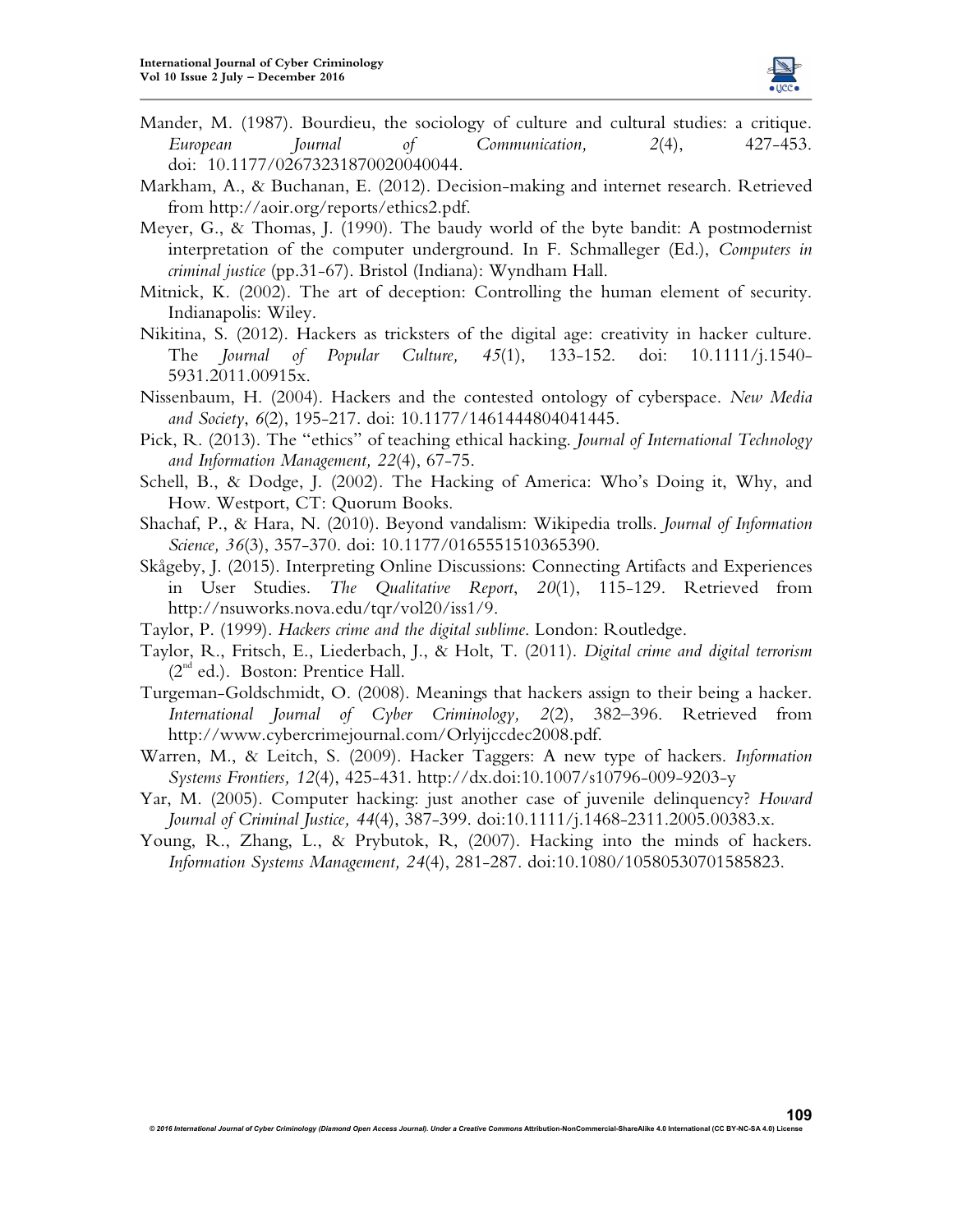Mander, M. (1987). Bourdieu, the sociology of culture and cultural studies: a critique. *European Journal of Communication, 2*(4), 427-453. doi: 10.1177/0267323187002004004.

Markham, A., & Buchanan, E. (2012). Decision-making and internet research. Retrieved from http://aoir.org/reports/ethics2.pdf.

Meyer, G., & Thomas, J. (1990). The baudy world of the byte bandit: A postmodernist interpretation of the computer underground. In F. Schmalleger (Ed.), *Computers in criminal justice* (pp.31-67). Bristol (Indiana): Wyndham Hall.

Mitnick, K. (2002). The art of deception: Controlling the human element of security. Indianapolis: Wiley.

Nikitina, S. (2012). Hackers as tricksters of the digital age: creativity in hacker culture. The *Journal of Popular Culture, 45*(1), 133-152. doi: 10.1111/j.1540-5931.2011.00915x.

Nissenbaum, H. (2004). Hackers and the contested ontology of cyberspace. *New Media and Society*, *6*(2), 195-217. doi: 10.1177/1461444804041445.

Pick, R. (2013). The "ethics" of teaching ethical hacking. *Journal of International Technology and Information Management, 22*(4), 67-75.

Schell, B., & Dodge, J. (2002). The Hacking of America: Who's Doing it, Why, and How. Westport, CT: Quorum Books.

Shachaf, P., & Hara, N. (2010). Beyond vandalism: Wikipedia trolls. *Journal of Information Science, 36*(3), 357-370. doi: 10.1177/0165551510365390.

Skågeby, J. (2015). Interpreting Online Discussions: Connecting Artifacts and Experiences in User Studies. *The Qualitative Report*, *20*(1), 115-129. Retrieved from http://nsuworks.nova.edu/tqr/vol20/iss1/9.

Taylor, P. (1999). *Hackers crime and the digital sublime*. London: Routledge.

Taylor, R., Fritsch, E., Liederbach, J., & Holt, T. (2011). *Digital crime and digital terrorism* (2nd ed.). Boston: Prentice Hall.

Turgeman-Goldschmidt, O. (2008). Meanings that hackers assign to their being a hacker. *International Journal of Cyber Criminology, 2*(2), 382–396. Retrieved from http://www.cybercrimejournal.com/Orlyijccdec2008.pdf.

Warren, M., & Leitch, S. (2009). Hacker Taggers: A new type of hackers. *Information Systems Frontiers, 12*(4), 425-431. http://dx.doi:10.1007/s10796-009-9203-y

Yar, M. (2005). Computer hacking: just another case of juvenile delinquency? *Howard Journal of Criminal Justice, 44*(4), 387-399. doi:10.1111/j.1468-2311.2005.00383.x.

Young, R., Zhang, L., & Prybutok, R, (2007). Hacking into the minds of hackers. *Information Systems Management, 24*(4), 281-287. doi:10.1080/10580530701585823.